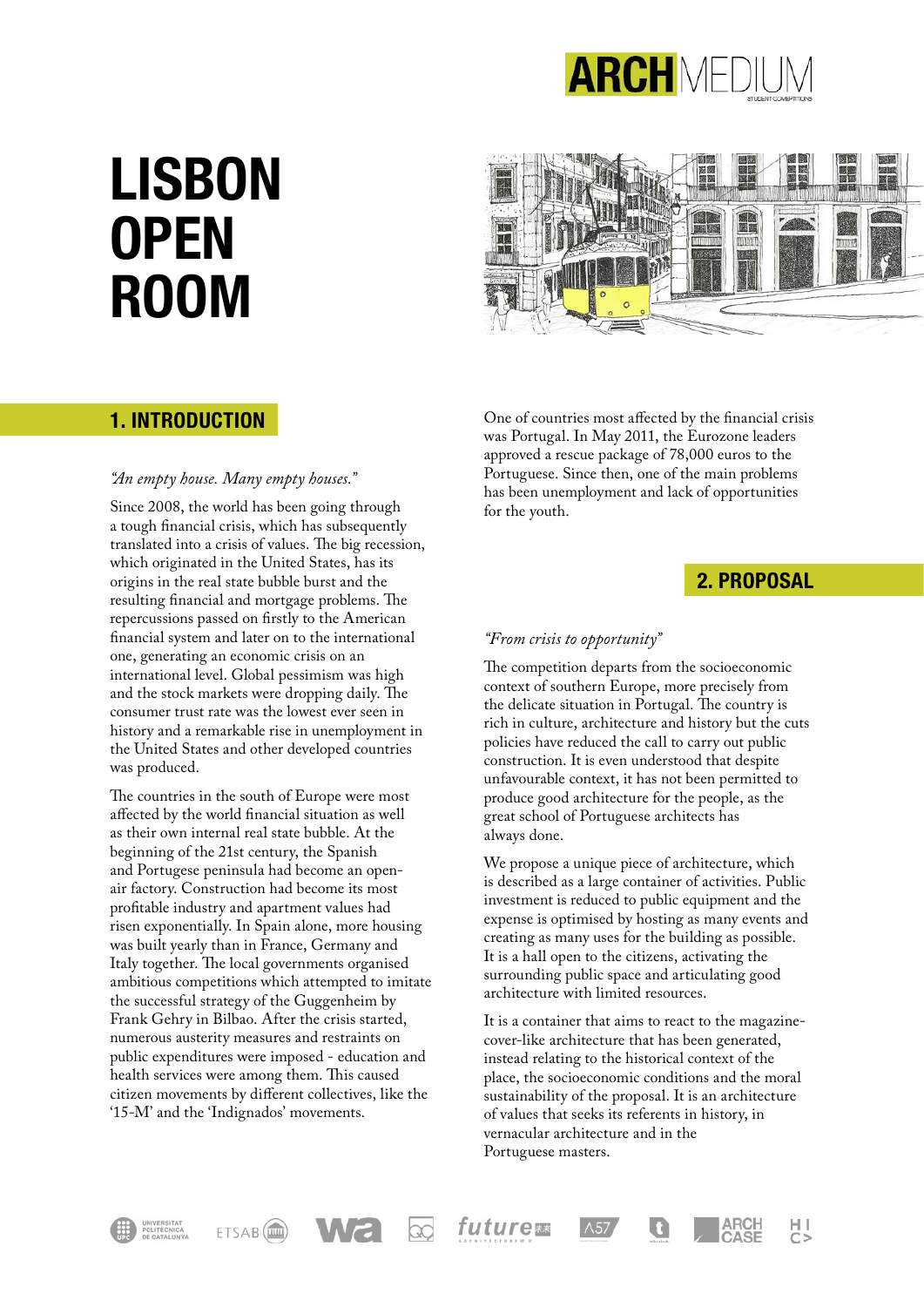# LISBON OPEN ROOM

## 1. INTRODUCTION

*"An empty house. Many empty houses."*

Since 2008, the world has been going through a tough financial crisis, which has subsequently translated into a crisis of values. The big recession, which originated in the United States, has its origins in the real state bubble burst and the resulting financial and mortgage problems. The repercussions passed on firstly to the American financial system and later on to the international one, generating an economic crisis on an international level. Global pessimism was high and the stock markets were dropping daily. The consumer trust rate was the lowest ever seen in history and a remarkable rise in unemployment in the United States and other developed countries was produced.

The countries in the south of Europe were most affected by the world financial situation as well as their own internal real state bubble. At the beginning of the 21st century, the Spanish and Portugese peninsula had become an open-air factory. Construction had become its most profitable industry and apartment values had risen exponentially. In Spain alone, more housing was built yearly than in France, Germany and Italy together. The local governments organised ambitious competitions which attempted to imitate the successful strategy of the Guggenheim by Frank Gehry in Bilbao. After the crisis started, numerous austerity measures and restraints on public expenditures were imposed - education and health services were among them. This caused citizen movements by different collectives, like the '15-M' and the 'Indignados' movements.

One of countries most affected by the financial crisis was Portugal. In May 2011, the Eurozone leaders approved a rescue package of 78,000 euros to the Portuguese. Since then, one of the main problems has been unemployment and lack of opportunities for the youth.

## 2. PROPOSAL

*"From crisis to opportunity"*

The competition departs from the socioeconomic context of southern Europe, more precisely from the delicate situation in Portugal. The country is rich in culture, architecture and history but the cuts policies have reduced the call to carry out public construction. It is even understood that despite unfavourable context, it has not been permitted to produce good architecture for the people, as the great school of Portuguese architects has always done.

We propose a unique piece of architecture, which is described as a large container of activities. Public investment is reduced to public equipment and the expense is optimised by hosting as many events and creating as many uses for the building as possible. It is a hall open to the citizens, activating the surrounding public space and articulating good architecture with limited resources.

It is a container that aims to react to the magazine-cover-like architecture that has been generated, instead relating to the historical context of the place, the socioeconomic conditions and the moral sustainability of the proposal. It is an architecture of values that seeks its referents in history, in vernacular architecture and in the Portuguese masters.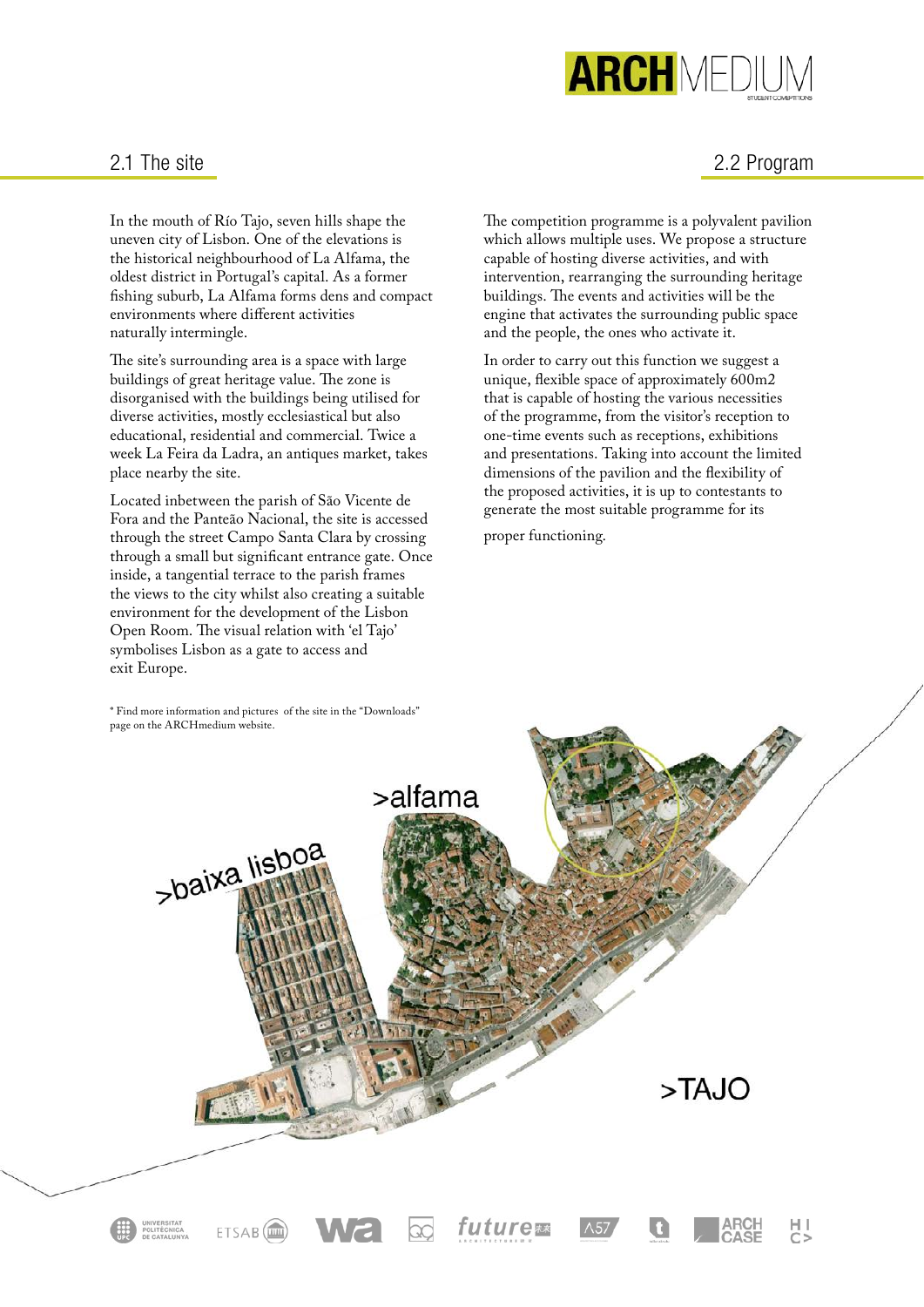## 2.1 The site

In the mouth of Río Tajo, seven hills shape the uneven city of Lisbon. One of the elevations is the historical neighbourhood of La Alfama, the oldest district in Portugal's capital. As a former fishing suburb, La Alfama forms dens and compact environments where different activities naturally intermingle.

The site's surrounding area is a space with large buildings of great heritage value. The zone is disorganised with the buildings being utilised for diverse activities, mostly ecclesiastical but also educational, residential and commercial. Twice a week La Feira da Ladra, an antiques market, takes place nearby the site.

Located inbetween the parish of São Vicente de Fora and the Panteão Nacional, the site is accessed through the street Campo Santa Clara by crossing through a small but significant entrance gate. Once inside, a tangential terrace to the parish frames the views to the city whilst also creating a suitable environment for the development of the Lisbon Open Room. The visual relation with 'el Tajo' symbolises Lisbon as a gate to access and exit Europe.

* Find more information and pictures of the site in the "Downloads" page on the ARCHmedium website.

## 2.2 Program

The competition programme is a polyvalent pavilion which allows multiple uses. We propose a structure capable of hosting diverse activities, and with intervention, rearranging the surrounding heritage buildings. The events and activities will be the engine that activates the surrounding public space and the people, the ones who activate it.

In order to carry out this function we suggest a unique, flexible space of approximately 600m2 that is capable of hosting the various necessities of the programme, from the visitor's reception to one-time events such as receptions, exhibitions and presentations. Taking into account the limited dimensions of the pavilion and the flexibility of the proposed activities, it is up to contestants to generate the most suitable programme for its proper functioning.

>alfama

>baixa lisboa

>TAJO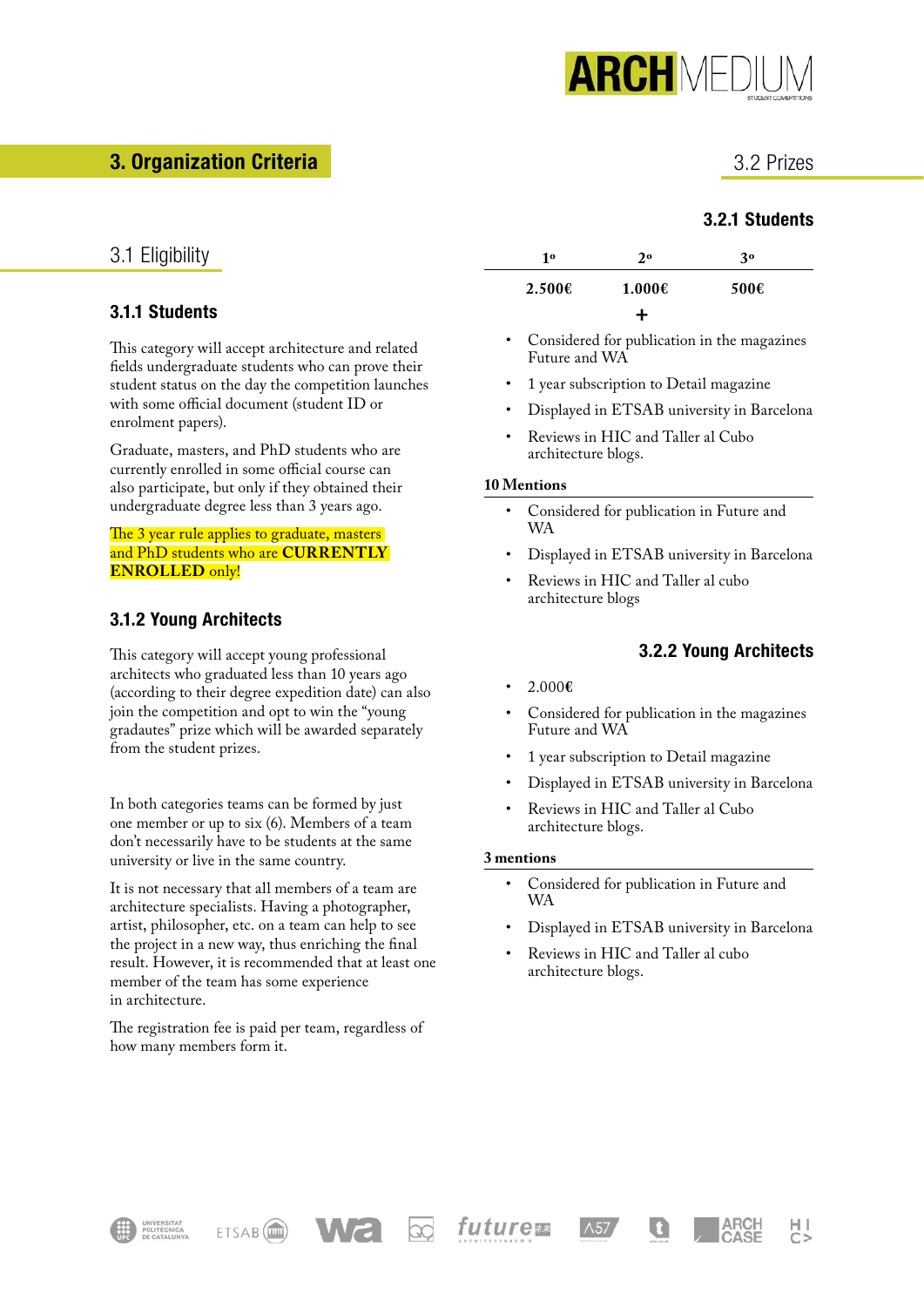## 3. Organization Criteria

### 3.1 Eligibility

#### 3.1.1 Students

This category will accept architecture and related fields undergraduate students who can prove their student status on the day the competition launches with some official document (student ID or enrolment papers).

Graduate, masters, and PhD students who are currently enrolled in some official course can also participate, but only if they obtained their undergraduate degree less than 3 years ago.

The 3 year rule applies to graduate, masters and PhD students who are **CURRENTLY ENROLLED** only!

#### 3.1.2 Young Architects

This category will accept young professional architects who graduated less than 10 years ago (according to their degree expedition date) can also join the competition and opt to win the "young gradautes" prize which will be awarded separately from the student prizes.

In both categories teams can be formed by just one member or up to six (6). Members of a team don't necessarily have to be students at the same university or live in the same country.

It is not necessary that all members of a team are architecture specialists. Having a photographer, artist, philosopher, etc. on a team can help to see the project in a new way, thus enriching the final result. However, it is recommended that at least one member of the team has some experience in architecture.

The registration fee is paid per team, regardless of how many members form it.

### 3.2 Prizes

#### 3.2.1 Students

| 1º | 2º | 3º |
|---|---|---|
| **2.500€** | **1.000€** | **500€** |

**+**

- Considered for publication in the magazines Future and WA
- 1 year subscription to Detail magazine
- Displayed in ETSAB university in Barcelona
- Reviews in HIC and Taller al Cubo architecture blogs.

**10 Mentions**

- Considered for publication in Future and WA
- Displayed in ETSAB university in Barcelona
- Reviews in HIC and Taller al cubo architecture blogs

#### 3.2.2 Young Architects

- 2.000€
- Considered for publication in the magazines Future and WA
- 1 year subscription to Detail magazine
- Displayed in ETSAB university in Barcelona
- Reviews in HIC and Taller al Cubo architecture blogs.

**3 mentions**

- Considered for publication in Future and WA
- Displayed in ETSAB university in Barcelona
- Reviews in HIC and Taller al cubo architecture blogs.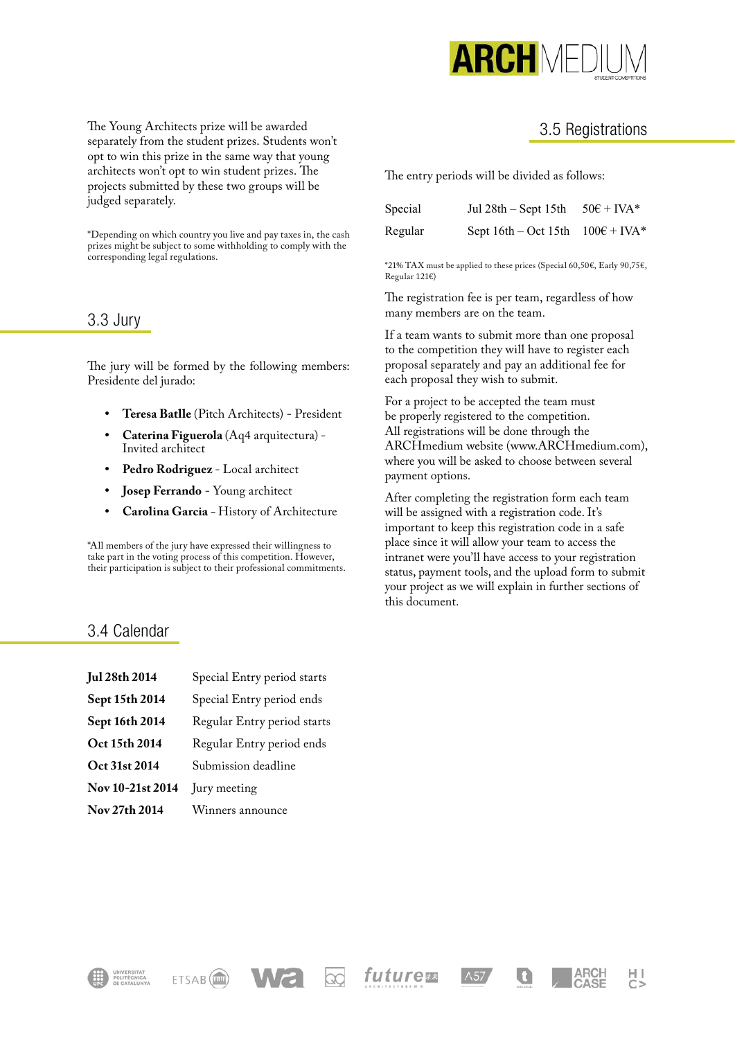The Young Architects prize will be awarded separately from the student prizes. Students won't opt to win this prize in the same way that young architects won't opt to win student prizes. The projects submitted by these two groups will be judged separately.

*Depending on which country you live and pay taxes in, the cash prizes might be subject to some withholding to comply with the corresponding legal regulations.

## 3.3 Jury

The jury will be formed by the following members: Presidente del jurado:

- **Teresa Batlle** (Pitch Architects) - President
- **Caterina Figuerola** (Aq4 arquitectura) - Invited architect
- **Pedro Rodriguez** - Local architect
- **Josep Ferrando** - Young architect
- **Carolina Garcia** - History of Architecture

*All members of the jury have expressed their willingness to take part in the voting process of this competition. However, their participation is subject to their professional commitments.

## 3.4 Calendar

| | |
|---|---|
| **Jul 28th 2014** | Special Entry period starts |
| **Sept 15th 2014** | Special Entry period ends |
| **Sept 16th 2014** | Regular Entry period starts |
| **Oct 15th 2014** | Regular Entry period ends |
| **Oct 31st 2014** | Submission deadline |
| **Nov 10-21st 2014** | Jury meeting |
| **Nov 27th 2014** | Winners announce |

## 3.5 Registrations

The entry periods will be divided as follows:

| | | |
|---|---|---|
| Special | Jul 28th – Sept 15th | 50€ + IVA* |
| Regular | Sept 16th – Oct 15th | 100€ + IVA* |

*21% TAX must be applied to these prices (Special 60,50€, Early 90,75€, Regular 121€)

The registration fee is per team, regardless of how many members are on the team.

If a team wants to submit more than one proposal to the competition they will have to register each proposal separately and pay an additional fee for each proposal they wish to submit.

For a project to be accepted the team must be properly registered to the competition. All registrations will be done through the ARCHmedium website (www.ARCHmedium.com), where you will be asked to choose between several payment options.

After completing the registration form each team will be assigned with a registration code. It's important to keep this registration code in a safe place since it will allow your team to access the intranet were you'll have access to your registration status, payment tools, and the upload form to submit your project as we will explain in further sections of this document.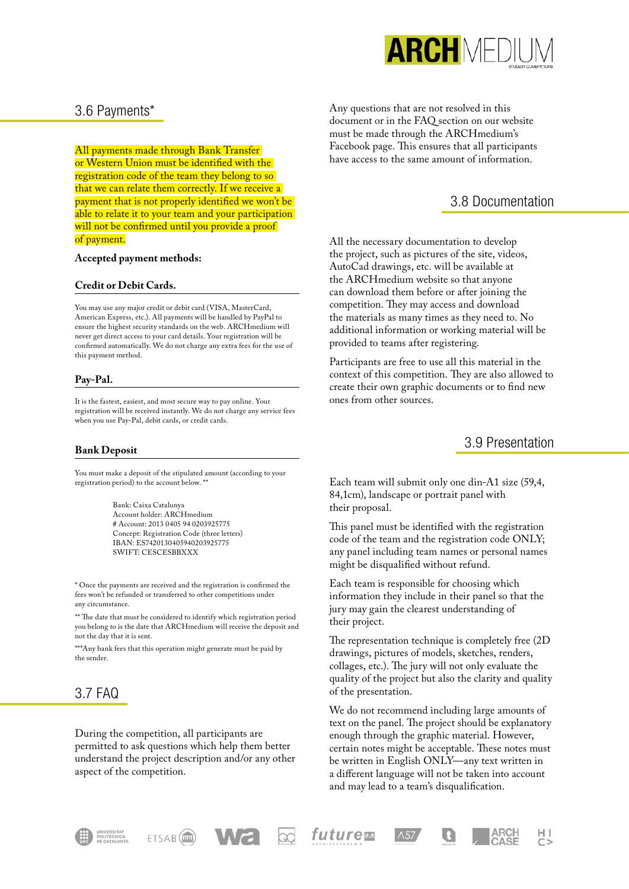## 3.6 Payments*

All payments made through Bank Transfer or Western Union must be identified with the registration code of the team they belong to so that we can relate them correctly. If we receive a payment that is not properly identified we won't be able to relate it to your team and your participation will not be confirmed until you provide a proof of payment.

**Accepted payment methods:**

### Credit or Debit Cards.

You may use any major credit or debit card (VISA, MasterCard, American Express, etc.). All payments will be handled by PayPal to ensure the highest security standards on the web. ARCHmedium will never get direct access to your card details. Your registration will be confirmed automatically. We do not charge any extra fees for the use of this payment method.

### Pay-Pal.

It is the fastest, easiest, and most secure way to pay online. Your registration will be received instantly. We do not charge any service fees when you use Pay-Pal, debit cards, or credit cards.

### Bank Deposit

You must make a deposit of the stipulated amount (according to your registration period) to the account below. **

Bank: Caixa Catalunya
Account holder: ARCHmedium
# Account: 2013 0405 94 0203925775
Concept: Registration Code (three letters)
IBAN: ES7420130405940203925775
SWIFT: CESCESBBXXX

* Once the payments are received and the registration is confirmed the fees won't be refunded or transferred to other competitions under any circumstance.

** The date that must be considered to identify which registration period you belong to is the date that ARCHmedium will receive the deposit and not the day that it is sent.

***Any bank fees that this operation might generate must be paid by the sender.

## 3.7 FAQ

During the competition, all participants are permitted to ask questions which help them better understand the project description and/or any other aspect of the competition.

Any questions that are not resolved in this document or in the FAQ section on our website must be made through the ARCHmedium's Facebook page. This ensures that all participants have access to the same amount of information.

## 3.8 Documentation

All the necessary documentation to develop the project, such as pictures of the site, videos, AutoCad drawings, etc. will be available at the ARCHmedium website so that anyone can download them before or after joining the competition. They may access and download the materials as many times as they need to. No additional information or working material will be provided to teams after registering.

Participants are free to use all this material in the context of this competition. They are also allowed to create their own graphic documents or to find new ones from other sources.

## 3.9 Presentation

Each team will submit only one din-A1 size (59,4, 84,1cm), landscape or portrait panel with their proposal.

This panel must be identified with the registration code of the team and the registration code ONLY; any panel including team names or personal names might be disqualified without refund.

Each team is responsible for choosing which information they include in their panel so that the jury may gain the clearest understanding of their project.

The representation technique is completely free (2D drawings, pictures of models, sketches, renders, collages, etc.). The jury will not only evaluate the quality of the project but also the clarity and quality of the presentation.

We do not recommend including large amounts of text on the panel. The project should be explanatory enough through the graphic material. However, certain notes might be acceptable. These notes must be written in English ONLY—any text written in a different language will not be taken into account and may lead to a team's disqualification.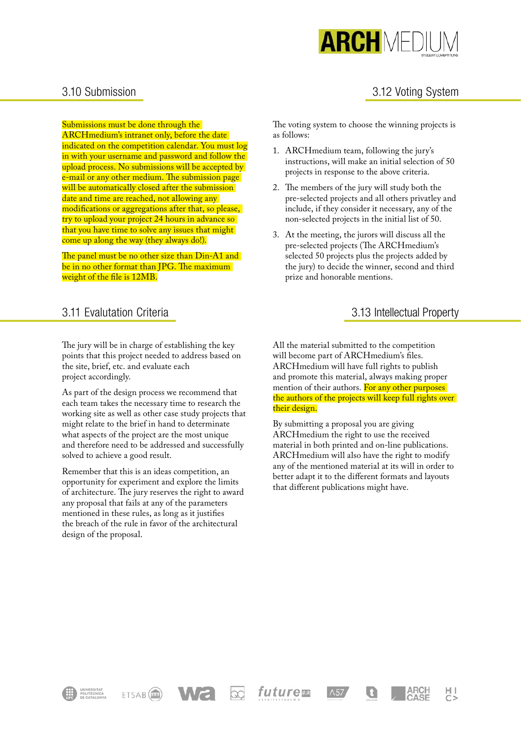## 3.10 Submission

Submissions must be done through the ARCHmedium's intranet only, before the date indicated on the competition calendar. You must log in with your username and password and follow the upload process. No submissions will be accepted by e-mail or any other medium. The submission page will be automatically closed after the submission date and time are reached, not allowing any modifications or aggregations after that, so please, try to upload your project 24 hours in advance so that you have time to solve any issues that might come up along the way (they always do!).

The panel must be no other size than Din-A1 and be in no other format than JPG. The maximum weight of the file is 12MB.

## 3.11 Evalutation Criteria

The jury will be in charge of establishing the key points that this project needed to address based on the site, brief, etc. and evaluate each project accordingly.

As part of the design process we recommend that each team takes the necessary time to research the working site as well as other case study projects that might relate to the brief in hand to determinate what aspects of the project are the most unique and therefore need to be addressed and successfully solved to achieve a good result.

Remember that this is an ideas competition, an opportunity for experiment and explore the limits of architecture. The jury reserves the right to award any proposal that fails at any of the parameters mentioned in these rules, as long as it justifies the breach of the rule in favor of the architectural design of the proposal.

## 3.12 Voting System

The voting system to choose the winning projects is as follows:

1. ARCHmedium team, following the jury's instructions, will make an initial selection of 50 projects in response to the above criteria.
2. The members of the jury will study both the pre-selected projects and all others privatley and include, if they consider it necessary, any of the non-selected projects in the initial list of 50.
3. At the meeting, the jurors will discuss all the pre-selected projects (The ARCHmedium's selected 50 projects plus the projects added by the jury) to decide the winner, second and third prize and honorable mentions.

## 3.13 Intellectual Property

All the material submitted to the competition will become part of ARCHmedium's files. ARCHmedium will have full rights to publish and promote this material, always making proper mention of their authors. For any other purposes the authors of the projects will keep full rights over their design.

By submitting a proposal you are giving ARCHmedium the right to use the received material in both printed and on-line publications. ARCHmedium will also have the right to modify any of the mentioned material at its will in order to better adapt it to the different formats and layouts that different publications might have.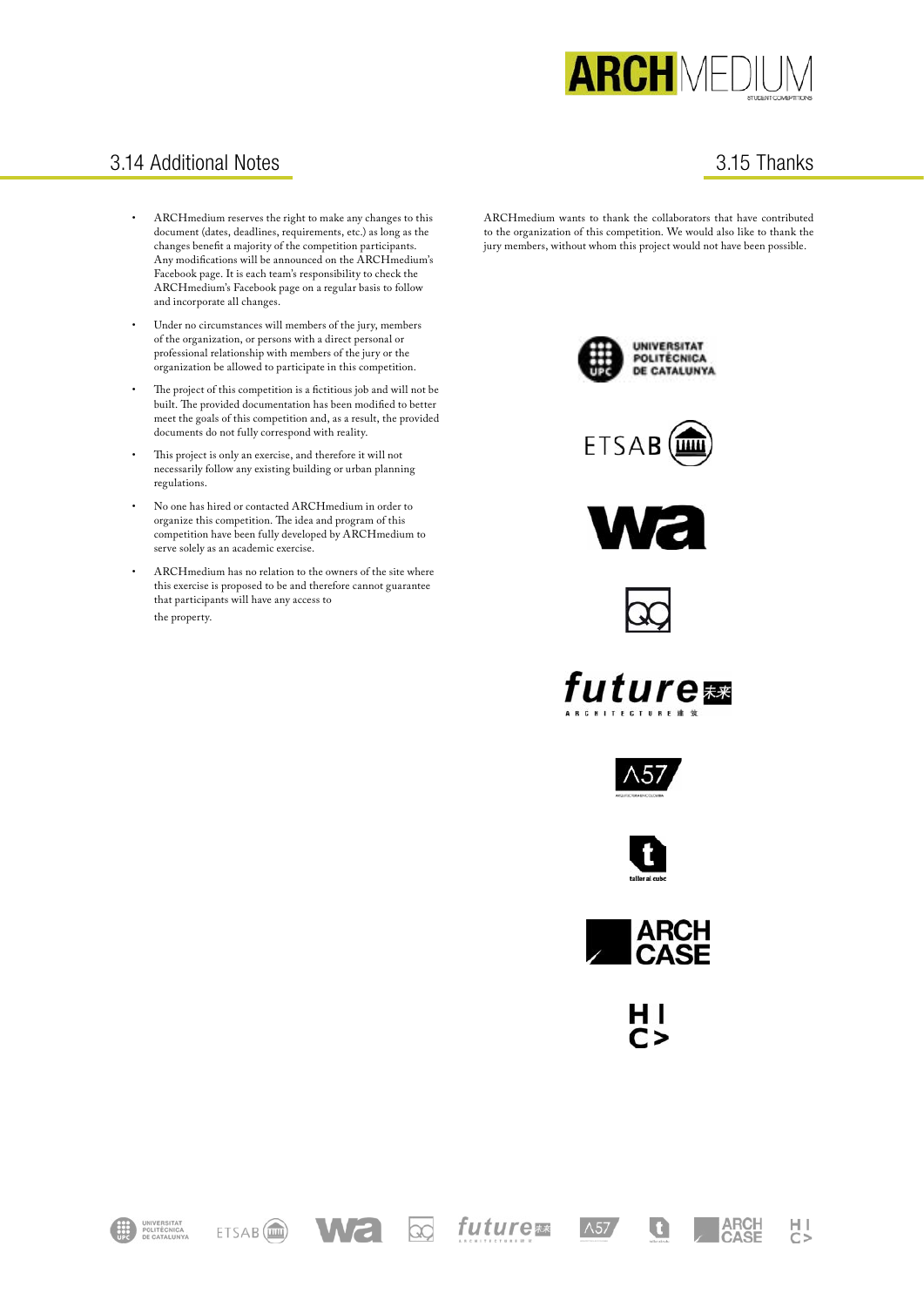## 3.14 Additional Notes

- ARCHmedium reserves the right to make any changes to this document (dates, deadlines, requirements, etc.) as long as the changes benefit a majority of the competition participants. Any modifications will be announced on the ARCHmedium's Facebook page. It is each team's responsibility to check the ARCHmedium's Facebook page on a regular basis to follow and incorporate all changes.
- Under no circumstances will members of the jury, members of the organization, or persons with a direct personal or professional relationship with members of the jury or the organization be allowed to participate in this competition.
- The project of this competition is a fictitious job and will not be built. The provided documentation has been modified to better meet the goals of this competition and, as a result, the provided documents do not fully correspond with reality.
- This project is only an exercise, and therefore it will not necessarily follow any existing building or urban planning regulations.
- No one has hired or contacted ARCHmedium in order to organize this competition. The idea and program of this competition have been fully developed by ARCHmedium to serve solely as an academic exercise.
- ARCHmedium has no relation to the owners of the site where this exercise is proposed to be and therefore cannot guarantee that participants will have any access to the property.

## 3.15 Thanks

ARCHmedium wants to thank the collaborators that have contributed to the organization of this competition. We would also like to thank the jury members, without whom this project would not have been possible.